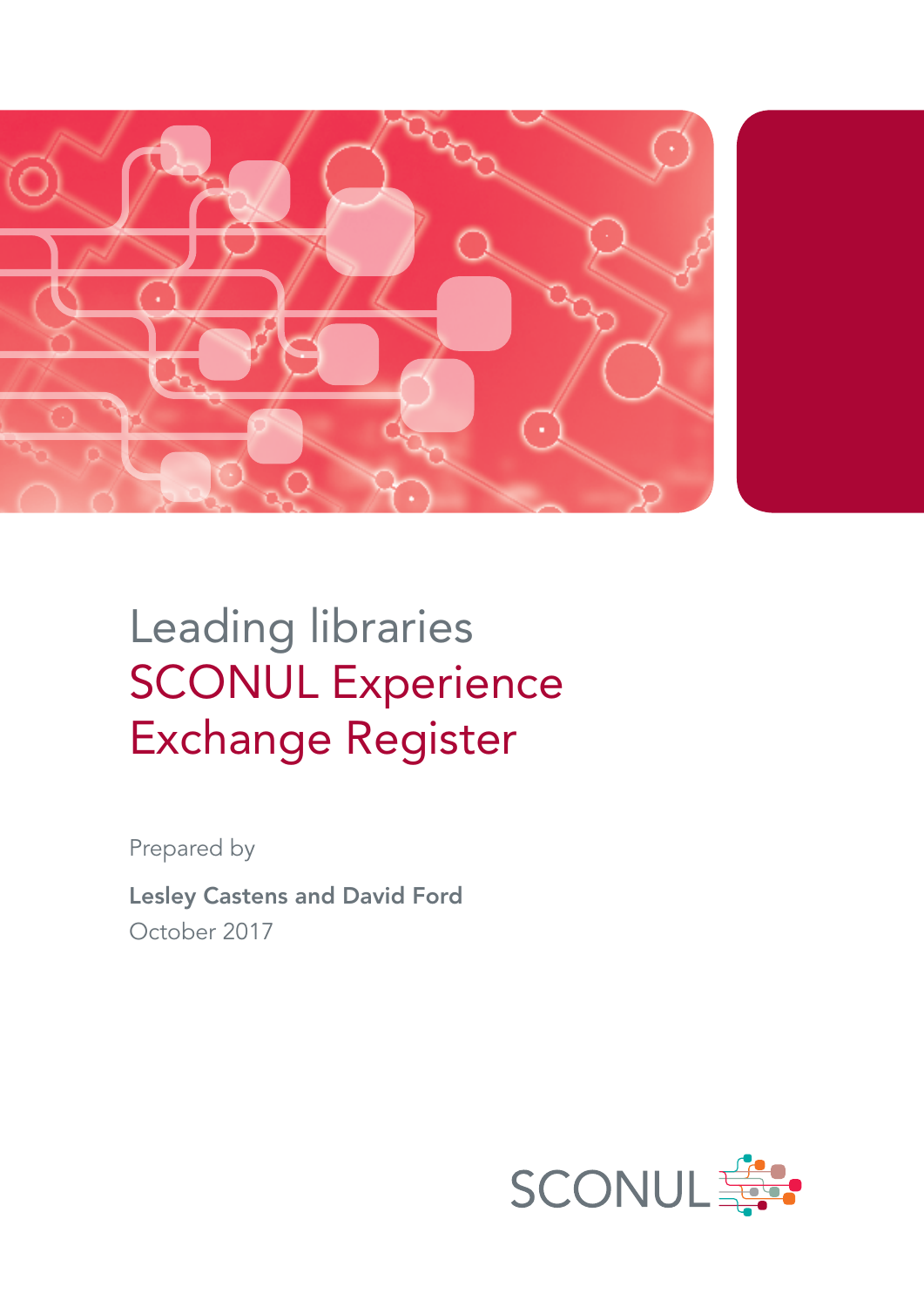# Leading libraries

# SCONUL Experience Exchange Register

Prepared by

**Lesley Castens and David Ford**

October 2017

SCONUL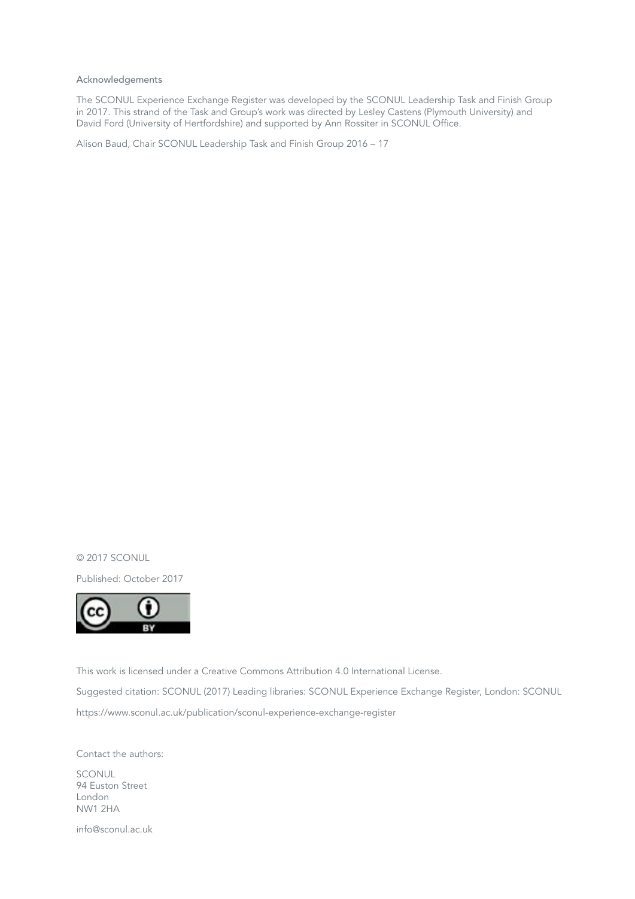Acknowledgements

The SCONUL Experience Exchange Register was developed by the SCONUL Leadership Task and Finish Group in 2017. This strand of the Task and Group's work was directed by Lesley Castens (Plymouth University) and David Ford (University of Hertfordshire) and supported by Ann Rossiter in SCONUL Office.

Alison Baud, Chair SCONUL Leadership Task and Finish Group 2016 – 17

© 2017 SCONUL

Published: October 2017

This work is licensed under a Creative Commons Attribution 4.0 International License.

Suggested citation: SCONUL (2017) Leading libraries: SCONUL Experience Exchange Register, London: SCONUL

https://www.sconul.ac.uk/publication/sconul-experience-exchange-register

Contact the authors:

SCONUL
94 Euston Street
London
NW1 2HA

info@sconul.ac.uk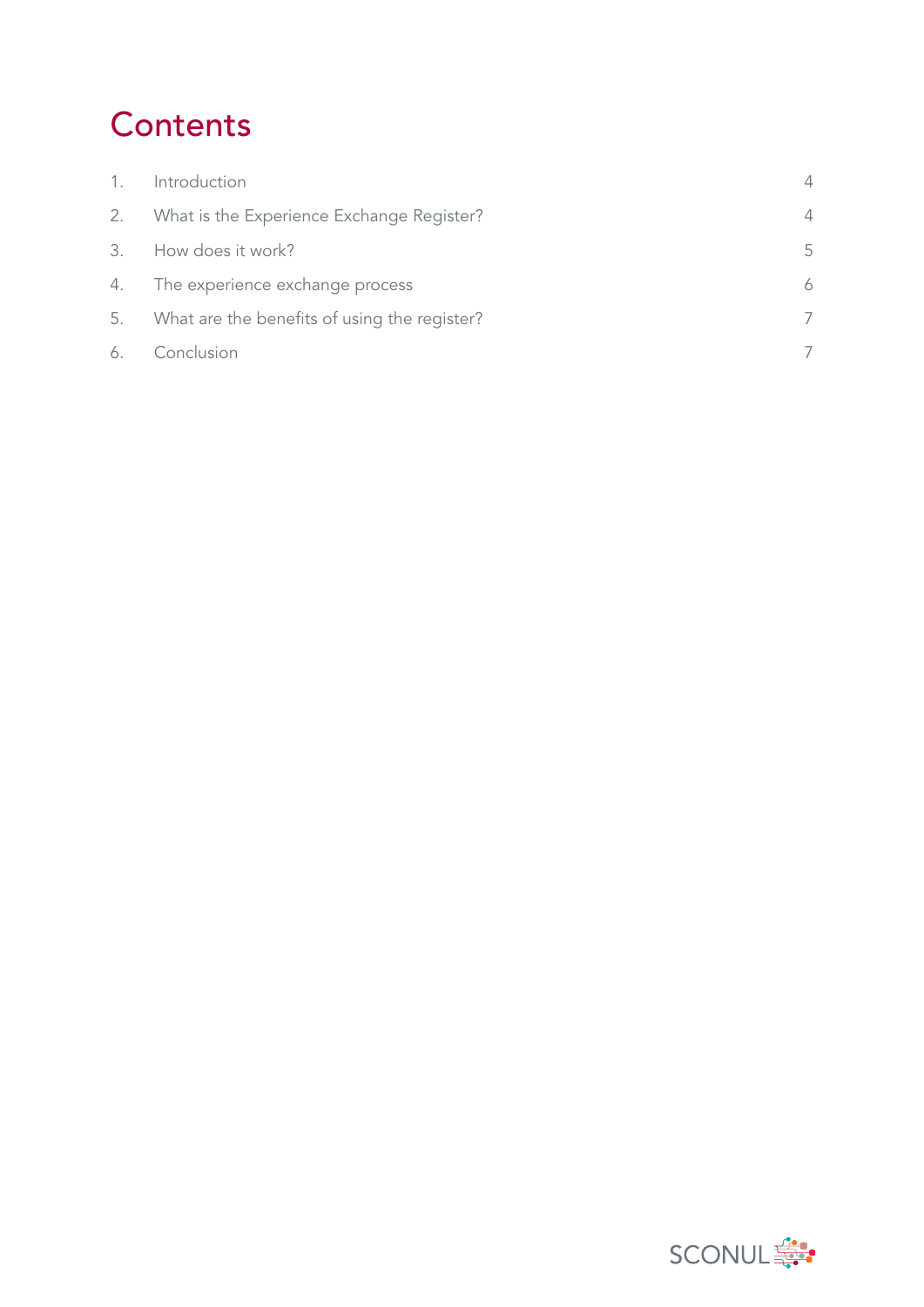# Contents

| | | |
|---|---|---|
| 1. | Introduction | 4 |
| 2. | What is the Experience Exchange Register? | 4 |
| 3. | How does it work? | 5 |
| 4. | The experience exchange process | 6 |
| 5. | What are the benefits of using the register? | 7 |
| 6. | Conclusion | 7 |

SCONUL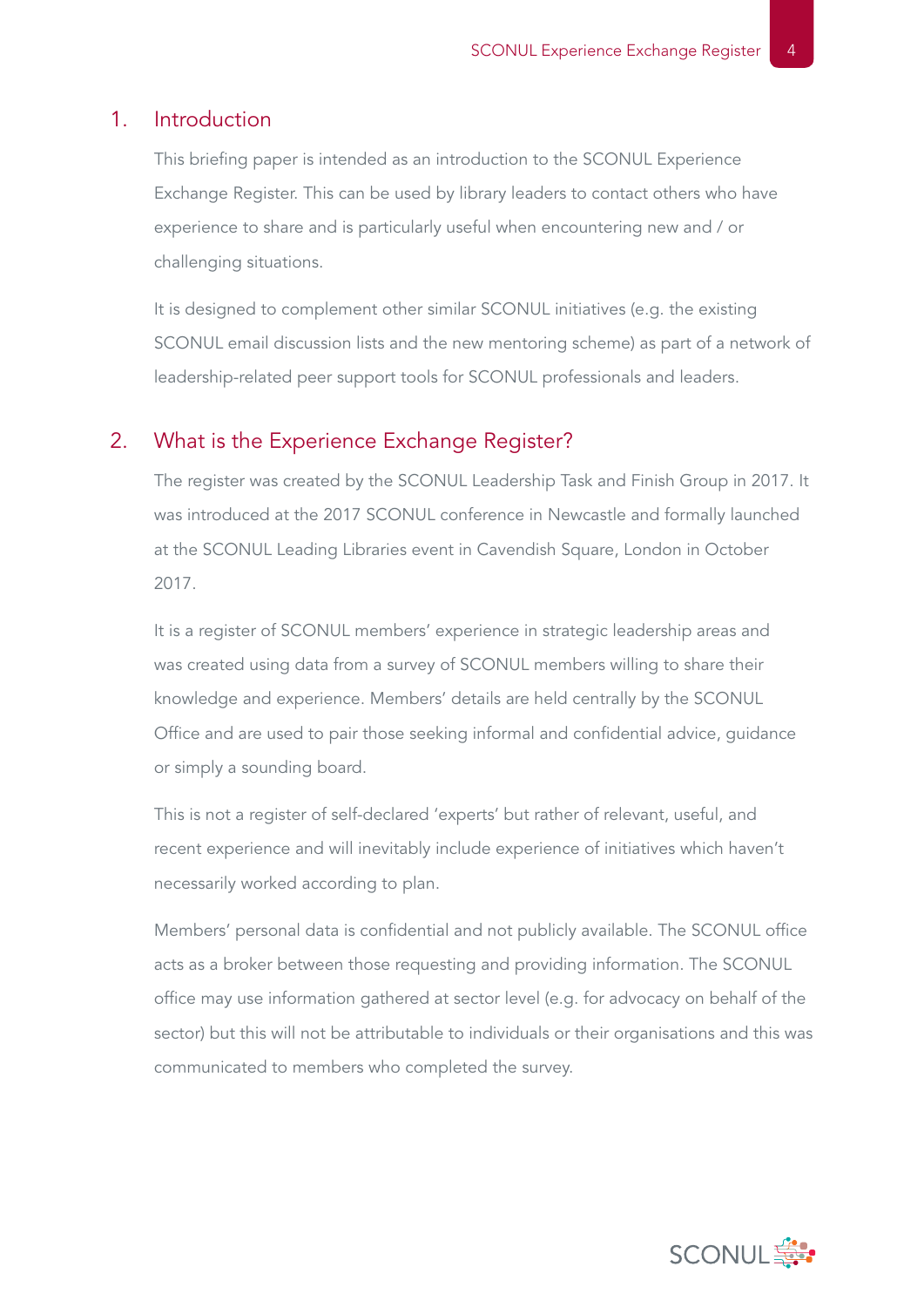## 1. Introduction

This briefing paper is intended as an introduction to the SCONUL Experience Exchange Register. This can be used by library leaders to contact others who have experience to share and is particularly useful when encountering new and / or challenging situations.

It is designed to complement other similar SCONUL initiatives (e.g. the existing SCONUL email discussion lists and the new mentoring scheme) as part of a network of leadership-related peer support tools for SCONUL professionals and leaders.

## 2. What is the Experience Exchange Register?

The register was created by the SCONUL Leadership Task and Finish Group in 2017. It was introduced at the 2017 SCONUL conference in Newcastle and formally launched at the SCONUL Leading Libraries event in Cavendish Square, London in October 2017.

It is a register of SCONUL members' experience in strategic leadership areas and was created using data from a survey of SCONUL members willing to share their knowledge and experience. Members' details are held centrally by the SCONUL Office and are used to pair those seeking informal and confidential advice, guidance or simply a sounding board.

This is not a register of self-declared 'experts' but rather of relevant, useful, and recent experience and will inevitably include experience of initiatives which haven't necessarily worked according to plan.

Members' personal data is confidential and not publicly available. The SCONUL office acts as a broker between those requesting and providing information. The SCONUL office may use information gathered at sector level (e.g. for advocacy on behalf of the sector) but this will not be attributable to individuals or their organisations and this was communicated to members who completed the survey.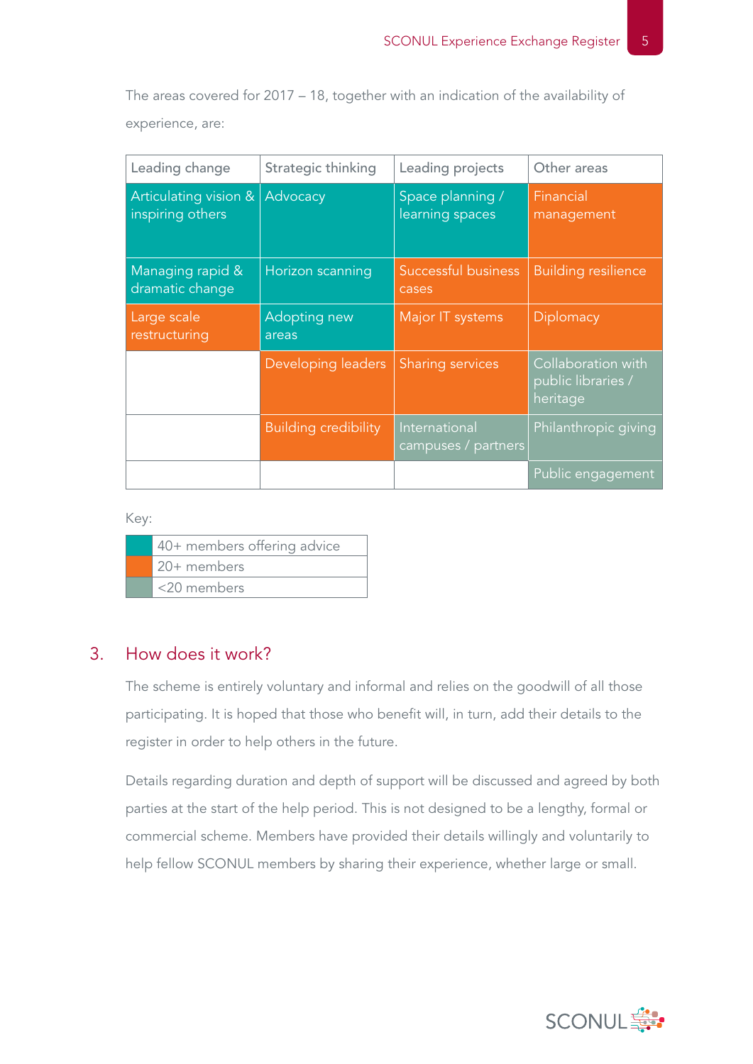The areas covered for 2017 – 18, together with an indication of the availability of experience, are:

| Leading change | Strategic thinking | Leading projects | Other areas |
|---|---|---|---|
| Articulating vision & inspiring others | Advocacy | Space planning / learning spaces | Financial management |
| Managing rapid & dramatic change | Horizon scanning | Successful business cases | Building resilience |
| Large scale restructuring | Adopting new areas | Major IT systems | Diplomacy |
| | Developing leaders | Sharing services | Collaboration with public libraries / heritage |
| | Building credibility | International campuses / partners | Philanthropic giving |
| | | | Public engagement |

Key:

| Colour | Meaning |
|---|---|
| Teal | 40+ members offering advice |
| Orange | 20+ members |
| Grey-green | <20 members |

Colour coding of the areas table above:

- 40+ members offering advice (teal): Articulating vision & inspiring others; Managing rapid & dramatic change; Advocacy; Horizon scanning; Adopting new areas; Space planning / learning spaces; Major IT systems
- 20+ members (orange): Large scale restructuring; Developing leaders; Building credibility; Successful business cases; Sharing services; Financial management; Building resilience; Diplomacy
- <20 members (grey-green): International campuses / partners; Collaboration with public libraries / heritage; Philanthropic giving; Public engagement

## 3. How does it work?

The scheme is entirely voluntary and informal and relies on the goodwill of all those participating. It is hoped that those who benefit will, in turn, add their details to the register in order to help others in the future.

Details regarding duration and depth of support will be discussed and agreed by both parties at the start of the help period. This is not designed to be a lengthy, formal or commercial scheme. Members have provided their details willingly and voluntarily to help fellow SCONUL members by sharing their experience, whether large or small.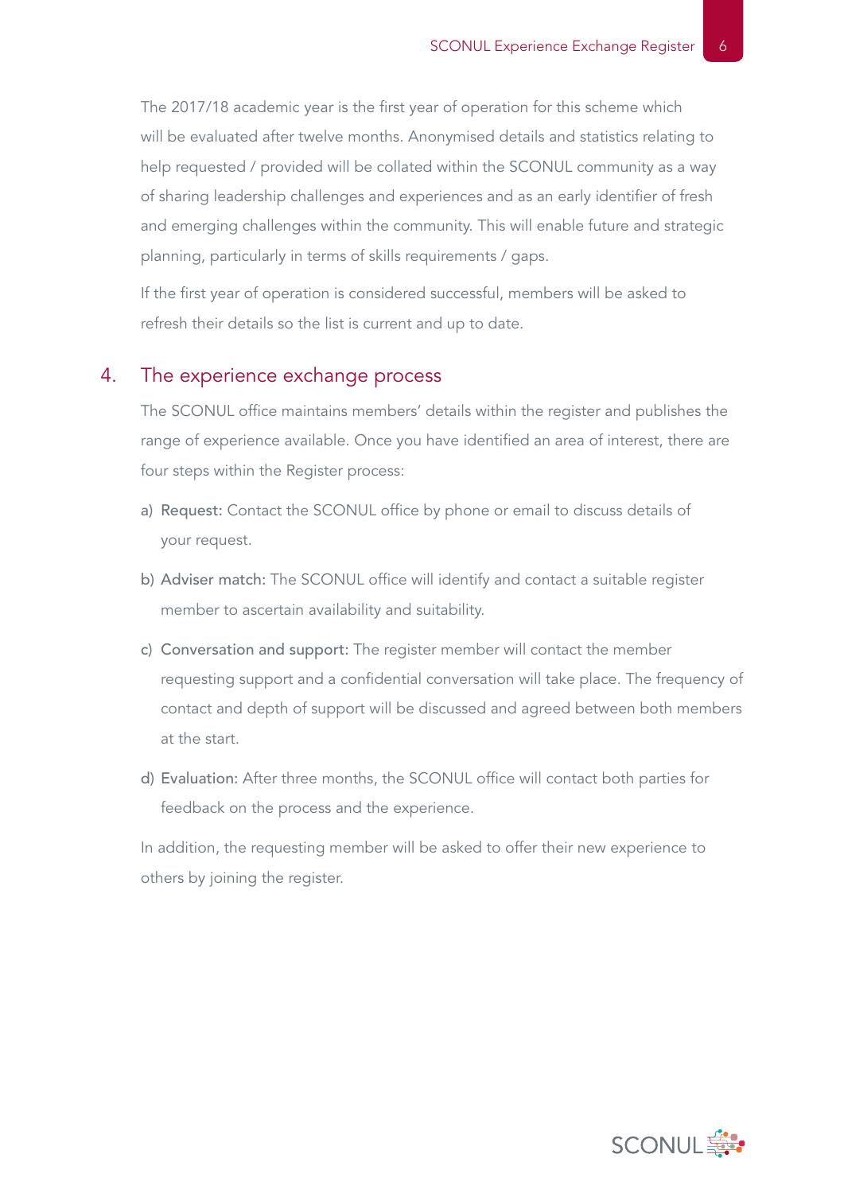The 2017/18 academic year is the first year of operation for this scheme which will be evaluated after twelve months. Anonymised details and statistics relating to help requested / provided will be collated within the SCONUL community as a way of sharing leadership challenges and experiences and as an early identifier of fresh and emerging challenges within the community. This will enable future and strategic planning, particularly in terms of skills requirements / gaps.

If the first year of operation is considered successful, members will be asked to refresh their details so the list is current and up to date.

## 4. The experience exchange process

The SCONUL office maintains members' details within the register and publishes the range of experience available. Once you have identified an area of interest, there are four steps within the Register process:

a) Request: Contact the SCONUL office by phone or email to discuss details of your request.

b) Adviser match: The SCONUL office will identify and contact a suitable register member to ascertain availability and suitability.

c) Conversation and support: The register member will contact the member requesting support and a confidential conversation will take place. The frequency of contact and depth of support will be discussed and agreed between both members at the start.

d) Evaluation: After three months, the SCONUL office will contact both parties for feedback on the process and the experience.

In addition, the requesting member will be asked to offer their new experience to others by joining the register.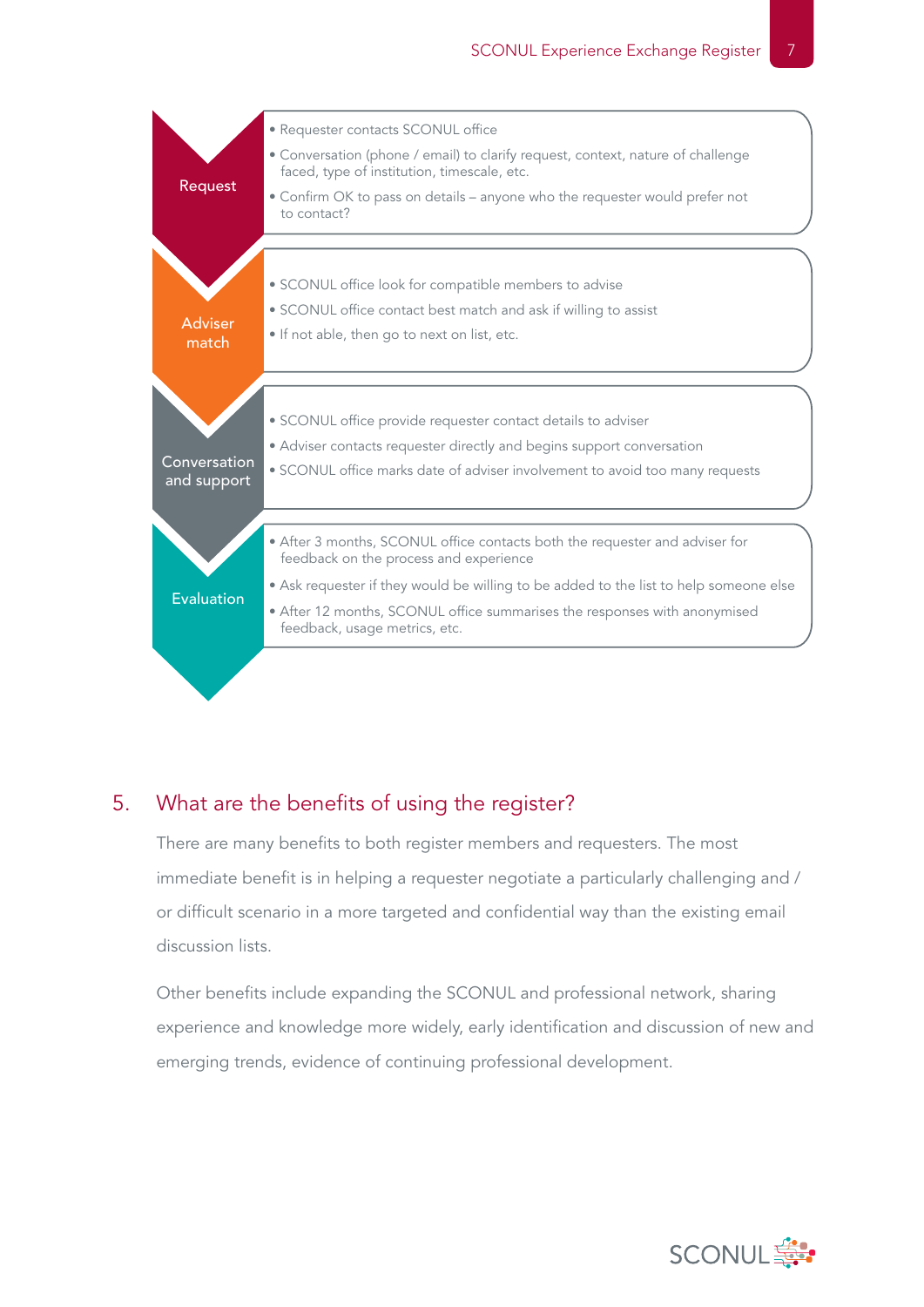**Request**

- Requester contacts SCONUL office
- Conversation (phone / email) to clarify request, context, nature of challenge faced, type of institution, timescale, etc.
- Confirm OK to pass on details – anyone who the requester would prefer not to contact?

**Adviser match**

- SCONUL office look for compatible members to advise
- SCONUL office contact best match and ask if willing to assist
- If not able, then go to next on list, etc.

**Conversation and support**

- SCONUL office provide requester contact details to adviser
- Adviser contacts requester directly and begins support conversation
- SCONUL office marks date of adviser involvement to avoid too many requests

**Evaluation**

- After 3 months, SCONUL office contacts both the requester and adviser for feedback on the process and experience
- Ask requester if they would be willing to be added to the list to help someone else
- After 12 months, SCONUL office summarises the responses with anonymised feedback, usage metrics, etc.

## 5. What are the benefits of using the register?

There are many benefits to both register members and requesters. The most immediate benefit is in helping a requester negotiate a particularly challenging and / or difficult scenario in a more targeted and confidential way than the existing email discussion lists.

Other benefits include expanding the SCONUL and professional network, sharing experience and knowledge more widely, early identification and discussion of new and emerging trends, evidence of continuing professional development.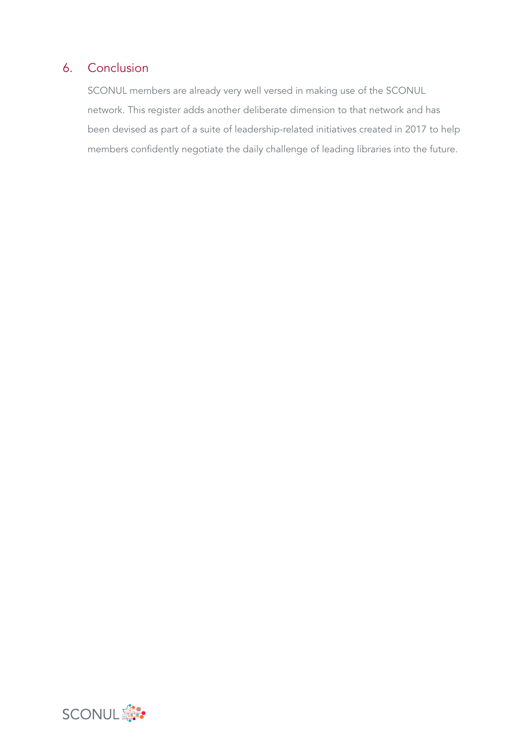## 6. Conclusion

SCONUL members are already very well versed in making use of the SCONUL network. This register adds another deliberate dimension to that network and has been devised as part of a suite of leadership-related initiatives created in 2017 to help members confidently negotiate the daily challenge of leading libraries into the future.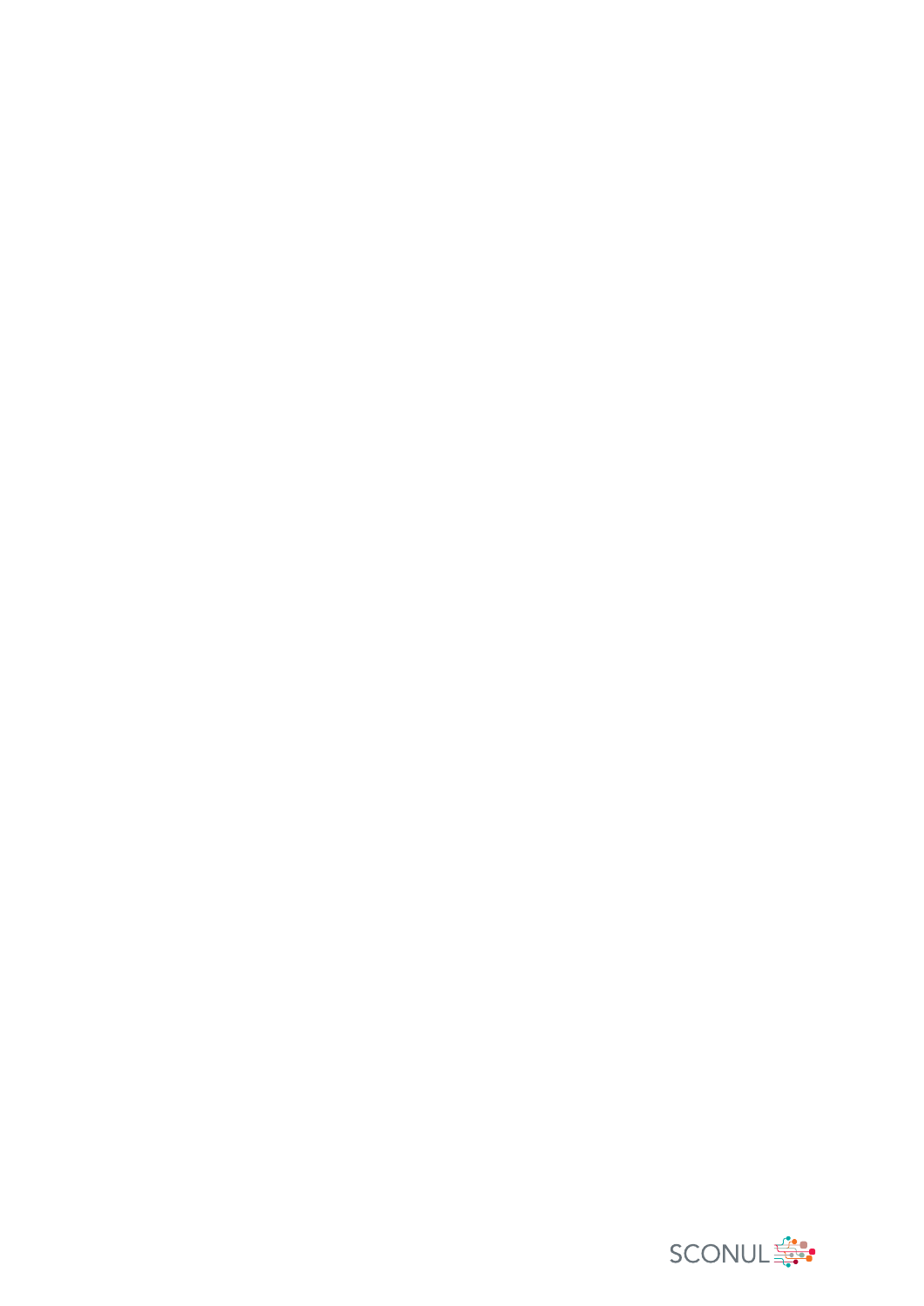SCONUL